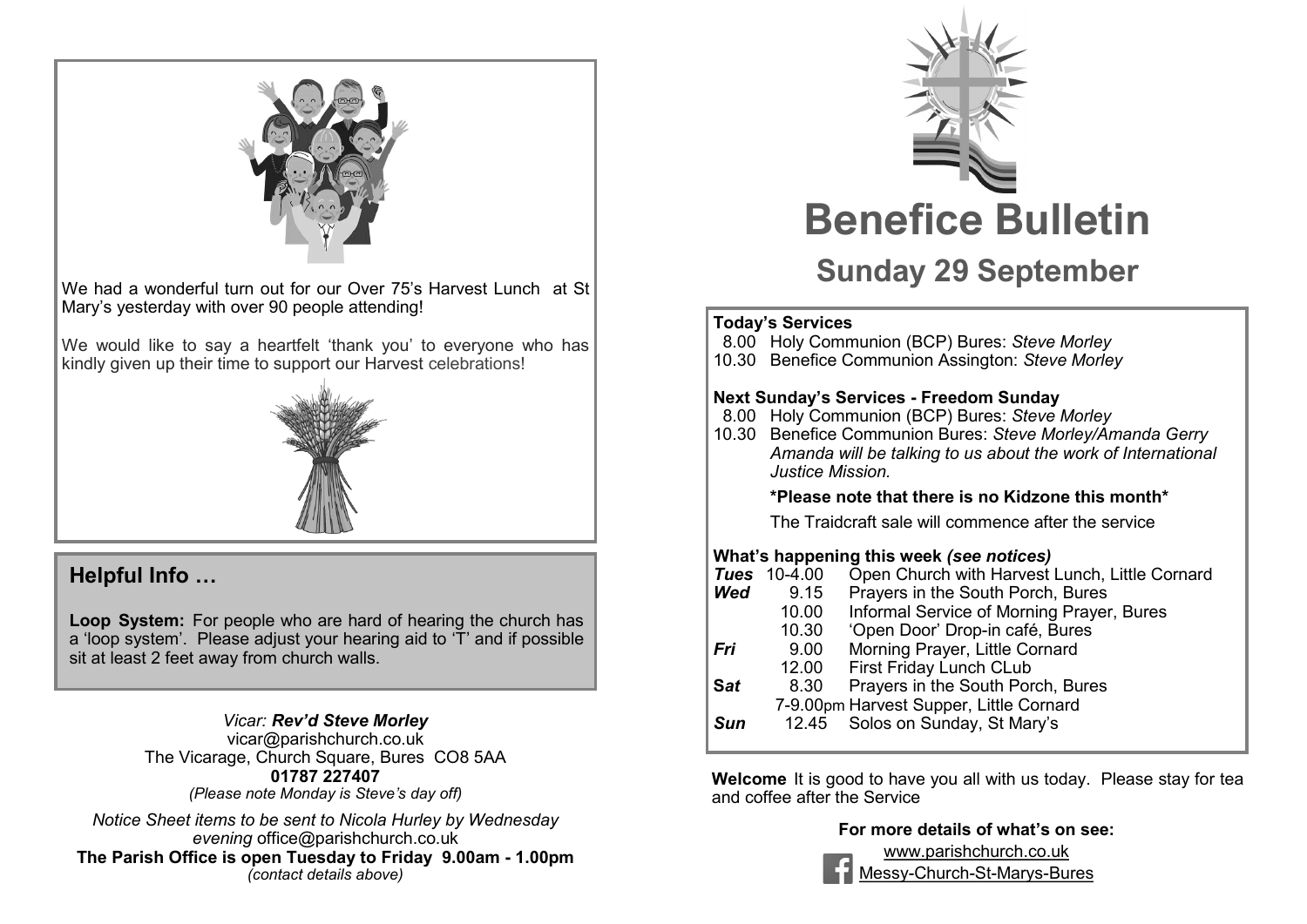We had a wonderful turn out for our Over 75's Harvest Lunch at St Mary's yesterday with over 90 people attending!

We would like to say a heartfelt 'thank you' to everyone who has kindly given up their time to support our Harvest celebrations!

## Helpful Info …

**Loop System:** For people who are hard of hearing the church has a 'loop system'. Please adjust your hearing aid to 'T' and if possible sit at least 2 feet away from church walls.

*Vicar:* ***Rev'd Steve Morley***
vicar@parishchurch.co.uk
The Vicarage, Church Square, Bures CO8 5AA
**01787 227407**
*(Please note Monday is Steve's day off)*

*Notice Sheet items to be sent to Nicola Hurley by Wednesday evening* office@parishchurch.co.uk
**The Parish Office is open Tuesday to Friday 9.00am - 1.00pm**
*(contact details above)*

# Benefice Bulletin

## Sunday 29 September

**Today's Services**

8.00 Holy Communion (BCP) Bures: *Steve Morley*
10.30 Benefice Communion Assington: *Steve Morley*

**Next Sunday's Services - Freedom Sunday**

8.00 Holy Communion (BCP) Bures: *Steve Morley*
10.30 Benefice Communion Bures: *Steve Morley/Amanda Gerry*
*Amanda will be talking to us about the work of International Justice Mission.*

**\*Please note that there is no Kidzone this month\***

The Traidcraft sale will commence after the service

**What's happening this week** ***(see notices)***

| | | |
|---|---|---|
| ***Tues*** | 10-4.00 | Open Church with Harvest Lunch, Little Cornard |
| ***Wed*** | 9.15 | Prayers in the South Porch, Bures |
| | 10.00 | Informal Service of Morning Prayer, Bures |
| | 10.30 | 'Open Door' Drop-in café, Bures |
| ***Fri*** | 9.00 | Morning Prayer, Little Cornard |
| | 12.00 | First Friday Lunch CLub |
| ***Sat*** | 8.30 | Prayers in the South Porch, Bures |
| | 7-9.00pm | Harvest Supper, Little Cornard |
| ***Sun*** | 12.45 | Solos on Sunday, St Mary's |

**Welcome** It is good to have you all with us today. Please stay for tea and coffee after the Service

**For more details of what's on see:**

www.parishchurch.co.uk
Messy-Church-St-Marys-Bures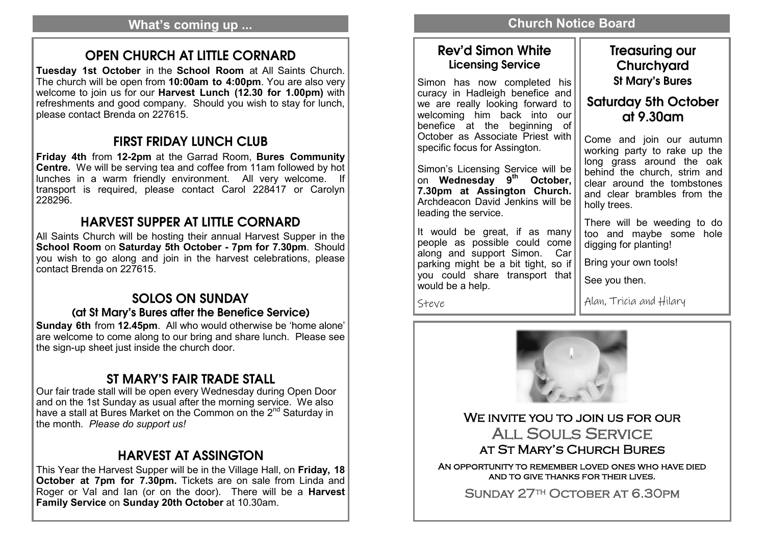## What's coming up ...

### OPEN CHURCH AT LITTLE CORNARD

**Tuesday 1st October** in the **School Room** at All Saints Church. The church will be open from **10:00am to 4:00pm**. You are also very welcome to join us for our **Harvest Lunch (12.30 for 1.00pm)** with refreshments and good company. Should you wish to stay for lunch, please contact Brenda on 227615.

### FIRST FRIDAY LUNCH CLUB

**Friday 4th** from **12-2pm** at the Garrad Room, **Bures Community Centre.** We will be serving tea and coffee from 11am followed by hot lunches in a warm friendly environment. All very welcome. If transport is required, please contact Carol 228417 or Carolyn 228296.

### HARVEST SUPPER AT LITTLE CORNARD

All Saints Church will be hosting their annual Harvest Supper in the **School Room** on **Saturday 5th October - 7pm for 7.30pm**. Should you wish to go along and join in the harvest celebrations, please contact Brenda on 227615.

### SOLOS ON SUNDAY

#### (at St Mary's Bures after the Benefice Service)

**Sunday 6th** from **12.45pm**. All who would otherwise be 'home alone' are welcome to come along to our bring and share lunch. Please see the sign-up sheet just inside the church door.

### ST MARY'S FAIR TRADE STALL

Our fair trade stall will be open every Wednesday during Open Door and on the 1st Sunday as usual after the morning service. We also have a stall at Bures Market on the Common on the 2nd Saturday in the month. *Please do support us!*

### HARVEST AT ASSINGTON

This Year the Harvest Supper will be in the Village Hall, on **Friday, 18 October at 7pm for 7.30pm.** Tickets are on sale from Linda and Roger or Val and Ian (or on the door). There will be a **Harvest Family Service** on **Sunday 20th October** at 10.30am.

## Church Notice Board

### Rev'd Simon White
#### Licensing Service

Simon has now completed his curacy in Hadleigh benefice and we are really looking forward to welcoming him back into our benefice at the beginning of October as Associate Priest with specific focus for Assington.

Simon's Licensing Service will be on **Wednesday 9th October, 7.30pm at Assington Church.** Archdeacon David Jenkins will be leading the service.

It would be great, if as many people as possible could come along and support Simon. Car parking might be a bit tight, so if you could share transport that would be a help.

Steve

### Treasuring our Churchyard
#### St Mary's Bures

### Saturday 5th October at 9.30am

Come and join our autumn working party to rake up the long grass around the oak behind the church, strim and clear around the tombstones and clear brambles from the holly trees.

There will be weeding to do too and maybe some hole digging for planting!

Bring your own tools!

See you then.

Alan, Tricia and Hilary

WE INVITE YOU TO JOIN US FOR OUR

### ALL SOULS SERVICE

AT ST MARY'S CHURCH BURES

AN OPPORTUNITY TO REMEMBER LOVED ONES WHO HAVE DIED AND TO GIVE THANKS FOR THEIR LIVES.

SUNDAY 27TH OCTOBER AT 6.30PM